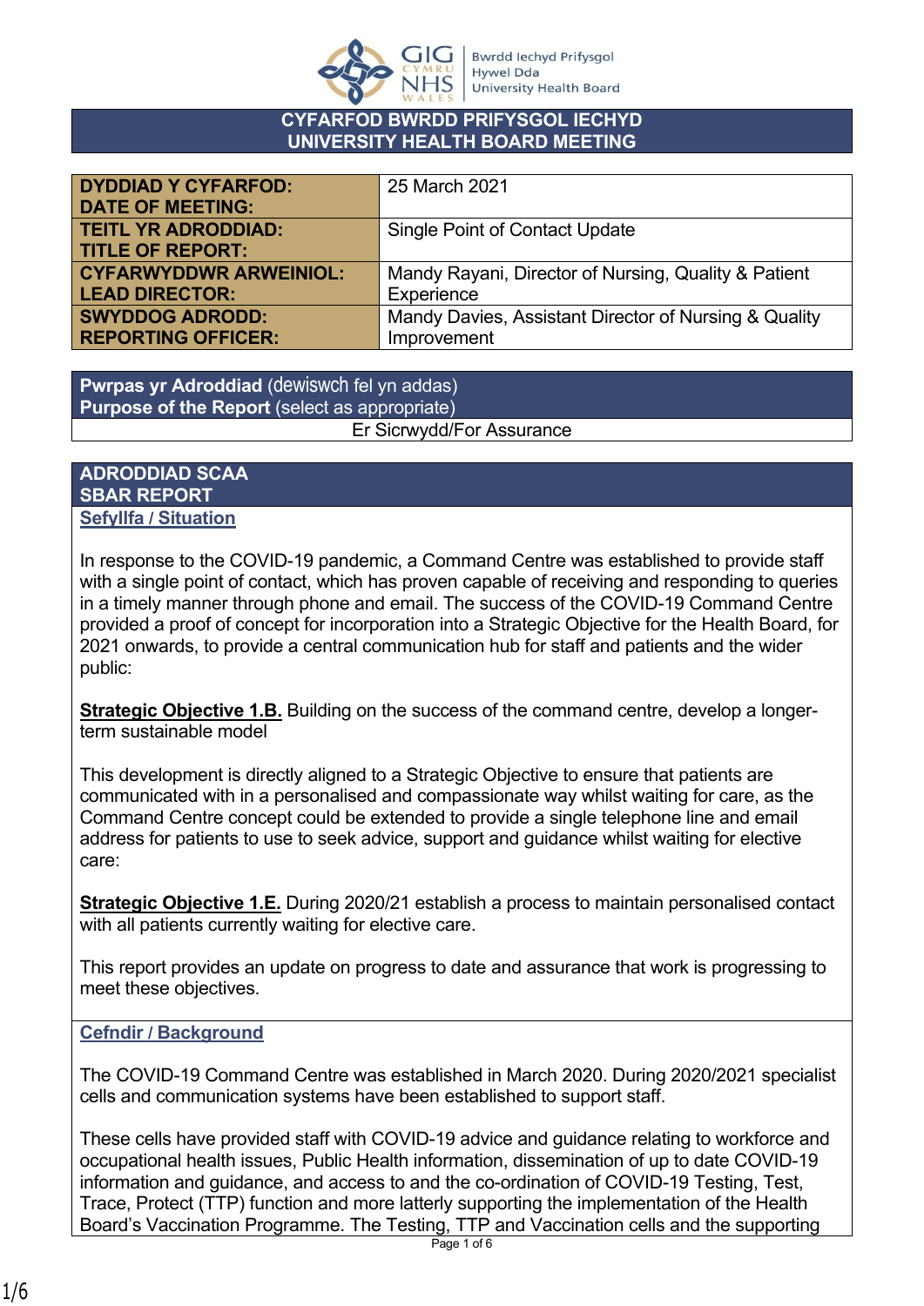# CYFARFOD BWRDD PRIFYSGOL IECHYD
# UNIVERSITY HEALTH BOARD MEETING

| | |
|---|---|
| **DYDDIAD Y CYFARFOD: DATE OF MEETING:** | 25 March 2021 |
| **TEITL YR ADRODDIAD: TITLE OF REPORT:** | Single Point of Contact Update |
| **CYFARWYDDWR ARWEINIOL: LEAD DIRECTOR:** | Mandy Rayani, Director of Nursing, Quality & Patient Experience |
| **SWYDDOG ADRODD: REPORTING OFFICER:** | Mandy Davies, Assistant Director of Nursing & Quality Improvement |

| **Pwrpas yr Adroddiad** (dewiswch fel yn addas) **Purpose of the Report** (select as appropriate) |
|---|
| Er Sicrwydd/For Assurance |

## ADRODDIAD SCAA
## SBAR REPORT

### Sefyllfa / Situation

In response to the COVID-19 pandemic, a Command Centre was established to provide staff with a single point of contact, which has proven capable of receiving and responding to queries in a timely manner through phone and email. The success of the COVID-19 Command Centre provided a proof of concept for incorporation into a Strategic Objective for the Health Board, for 2021 onwards, to provide a central communication hub for staff and patients and the wider public:

**Strategic Objective 1.B.** Building on the success of the command centre, develop a longer-term sustainable model

This development is directly aligned to a Strategic Objective to ensure that patients are communicated with in a personalised and compassionate way whilst waiting for care, as the Command Centre concept could be extended to provide a single telephone line and email address for patients to use to seek advice, support and guidance whilst waiting for elective care:

**Strategic Objective 1.E.** During 2020/21 establish a process to maintain personalised contact with all patients currently waiting for elective care.

This report provides an update on progress to date and assurance that work is progressing to meet these objectives.

### Cefndir / Background

The COVID-19 Command Centre was established in March 2020. During 2020/2021 specialist cells and communication systems have been established to support staff.

These cells have provided staff with COVID-19 advice and guidance relating to workforce and occupational health issues, Public Health information, dissemination of up to date COVID-19 information and guidance, and access to and the co-ordination of COVID-19 Testing, Test, Trace, Protect (TTP) function and more latterly supporting the implementation of the Health Board's Vaccination Programme. The Testing, TTP and Vaccination cells and the supporting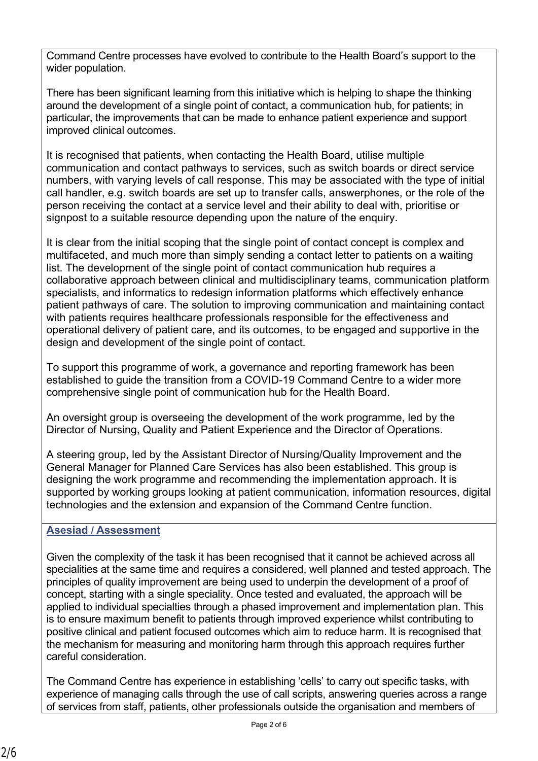Command Centre processes have evolved to contribute to the Health Board's support to the wider population.

There has been significant learning from this initiative which is helping to shape the thinking around the development of a single point of contact, a communication hub, for patients; in particular, the improvements that can be made to enhance patient experience and support improved clinical outcomes.

It is recognised that patients, when contacting the Health Board, utilise multiple communication and contact pathways to services, such as switch boards or direct service numbers, with varying levels of call response. This may be associated with the type of initial call handler, e.g. switch boards are set up to transfer calls, answerphones, or the role of the person receiving the contact at a service level and their ability to deal with, prioritise or signpost to a suitable resource depending upon the nature of the enquiry.

It is clear from the initial scoping that the single point of contact concept is complex and multifaceted, and much more than simply sending a contact letter to patients on a waiting list. The development of the single point of contact communication hub requires a collaborative approach between clinical and multidisciplinary teams, communication platform specialists, and informatics to redesign information platforms which effectively enhance patient pathways of care. The solution to improving communication and maintaining contact with patients requires healthcare professionals responsible for the effectiveness and operational delivery of patient care, and its outcomes, to be engaged and supportive in the design and development of the single point of contact.

To support this programme of work, a governance and reporting framework has been established to guide the transition from a COVID-19 Command Centre to a wider more comprehensive single point of communication hub for the Health Board.

An oversight group is overseeing the development of the work programme, led by the Director of Nursing, Quality and Patient Experience and the Director of Operations.

A steering group, led by the Assistant Director of Nursing/Quality Improvement and the General Manager for Planned Care Services has also been established. This group is designing the work programme and recommending the implementation approach. It is supported by working groups looking at patient communication, information resources, digital technologies and the extension and expansion of the Command Centre function.

## Asesiad / Assessment

Given the complexity of the task it has been recognised that it cannot be achieved across all specialities at the same time and requires a considered, well planned and tested approach. The principles of quality improvement are being used to underpin the development of a proof of concept, starting with a single speciality. Once tested and evaluated, the approach will be applied to individual specialties through a phased improvement and implementation plan. This is to ensure maximum benefit to patients through improved experience whilst contributing to positive clinical and patient focused outcomes which aim to reduce harm. It is recognised that the mechanism for measuring and monitoring harm through this approach requires further careful consideration.

The Command Centre has experience in establishing 'cells' to carry out specific tasks, with experience of managing calls through the use of call scripts, answering queries across a range of services from staff, patients, other professionals outside the organisation and members of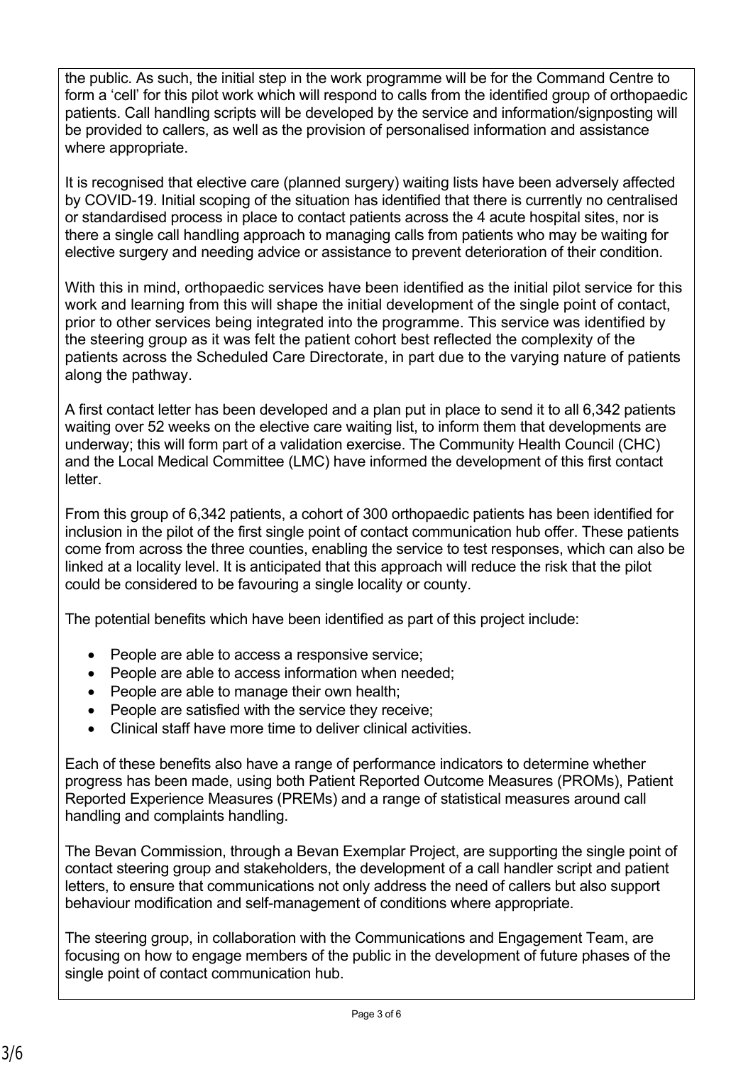the public. As such, the initial step in the work programme will be for the Command Centre to form a 'cell' for this pilot work which will respond to calls from the identified group of orthopaedic patients. Call handling scripts will be developed by the service and information/signposting will be provided to callers, as well as the provision of personalised information and assistance where appropriate.

It is recognised that elective care (planned surgery) waiting lists have been adversely affected by COVID-19. Initial scoping of the situation has identified that there is currently no centralised or standardised process in place to contact patients across the 4 acute hospital sites, nor is there a single call handling approach to managing calls from patients who may be waiting for elective surgery and needing advice or assistance to prevent deterioration of their condition.

With this in mind, orthopaedic services have been identified as the initial pilot service for this work and learning from this will shape the initial development of the single point of contact, prior to other services being integrated into the programme. This service was identified by the steering group as it was felt the patient cohort best reflected the complexity of the patients across the Scheduled Care Directorate, in part due to the varying nature of patients along the pathway.

A first contact letter has been developed and a plan put in place to send it to all 6,342 patients waiting over 52 weeks on the elective care waiting list, to inform them that developments are underway; this will form part of a validation exercise. The Community Health Council (CHC) and the Local Medical Committee (LMC) have informed the development of this first contact letter.

From this group of 6,342 patients, a cohort of 300 orthopaedic patients has been identified for inclusion in the pilot of the first single point of contact communication hub offer. These patients come from across the three counties, enabling the service to test responses, which can also be linked at a locality level. It is anticipated that this approach will reduce the risk that the pilot could be considered to be favouring a single locality or county.

The potential benefits which have been identified as part of this project include:

- People are able to access a responsive service;
- People are able to access information when needed;
- People are able to manage their own health;
- People are satisfied with the service they receive;
- Clinical staff have more time to deliver clinical activities.

Each of these benefits also have a range of performance indicators to determine whether progress has been made, using both Patient Reported Outcome Measures (PROMs), Patient Reported Experience Measures (PREMs) and a range of statistical measures around call handling and complaints handling.

The Bevan Commission, through a Bevan Exemplar Project, are supporting the single point of contact steering group and stakeholders, the development of a call handler script and patient letters, to ensure that communications not only address the need of callers but also support behaviour modification and self-management of conditions where appropriate.

The steering group, in collaboration with the Communications and Engagement Team, are focusing on how to engage members of the public in the development of future phases of the single point of contact communication hub.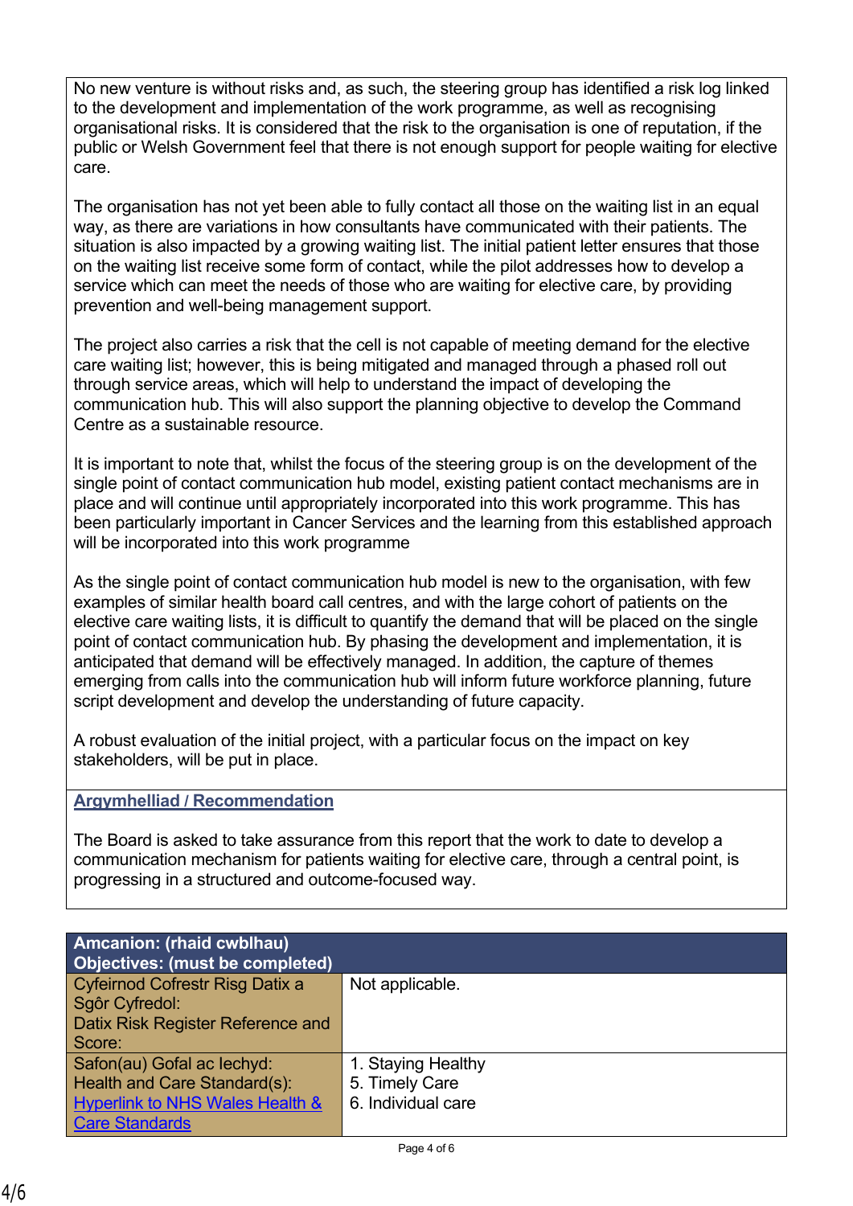No new venture is without risks and, as such, the steering group has identified a risk log linked to the development and implementation of the work programme, as well as recognising organisational risks. It is considered that the risk to the organisation is one of reputation, if the public or Welsh Government feel that there is not enough support for people waiting for elective care.

The organisation has not yet been able to fully contact all those on the waiting list in an equal way, as there are variations in how consultants have communicated with their patients. The situation is also impacted by a growing waiting list. The initial patient letter ensures that those on the waiting list receive some form of contact, while the pilot addresses how to develop a service which can meet the needs of those who are waiting for elective care, by providing prevention and well-being management support.

The project also carries a risk that the cell is not capable of meeting demand for the elective care waiting list; however, this is being mitigated and managed through a phased roll out through service areas, which will help to understand the impact of developing the communication hub. This will also support the planning objective to develop the Command Centre as a sustainable resource.

It is important to note that, whilst the focus of the steering group is on the development of the single point of contact communication hub model, existing patient contact mechanisms are in place and will continue until appropriately incorporated into this work programme. This has been particularly important in Cancer Services and the learning from this established approach will be incorporated into this work programme

As the single point of contact communication hub model is new to the organisation, with few examples of similar health board call centres, and with the large cohort of patients on the elective care waiting lists, it is difficult to quantify the demand that will be placed on the single point of contact communication hub. By phasing the development and implementation, it is anticipated that demand will be effectively managed. In addition, the capture of themes emerging from calls into the communication hub will inform future workforce planning, future script development and develop the understanding of future capacity.

A robust evaluation of the initial project, with a particular focus on the impact on key stakeholders, will be put in place.

**Argymhelliad / Recommendation**

The Board is asked to take assurance from this report that the work to date to develop a communication mechanism for patients waiting for elective care, through a central point, is progressing in a structured and outcome-focused way.

| **Amcanion: (rhaid cwblhau)**<br>**Objectives: (must be completed)** | |
|---|---|
| Cyfeirnod Cofrestr Risg Datix a Sgôr Cyfredol:<br>Datix Risk Register Reference and Score: | Not applicable. |
| Safon(au) Gofal ac Iechyd:<br>Health and Care Standard(s):<br>Hyperlink to NHS Wales Health & Care Standards | 1. Staying Healthy<br>5. Timely Care<br>6. Individual care |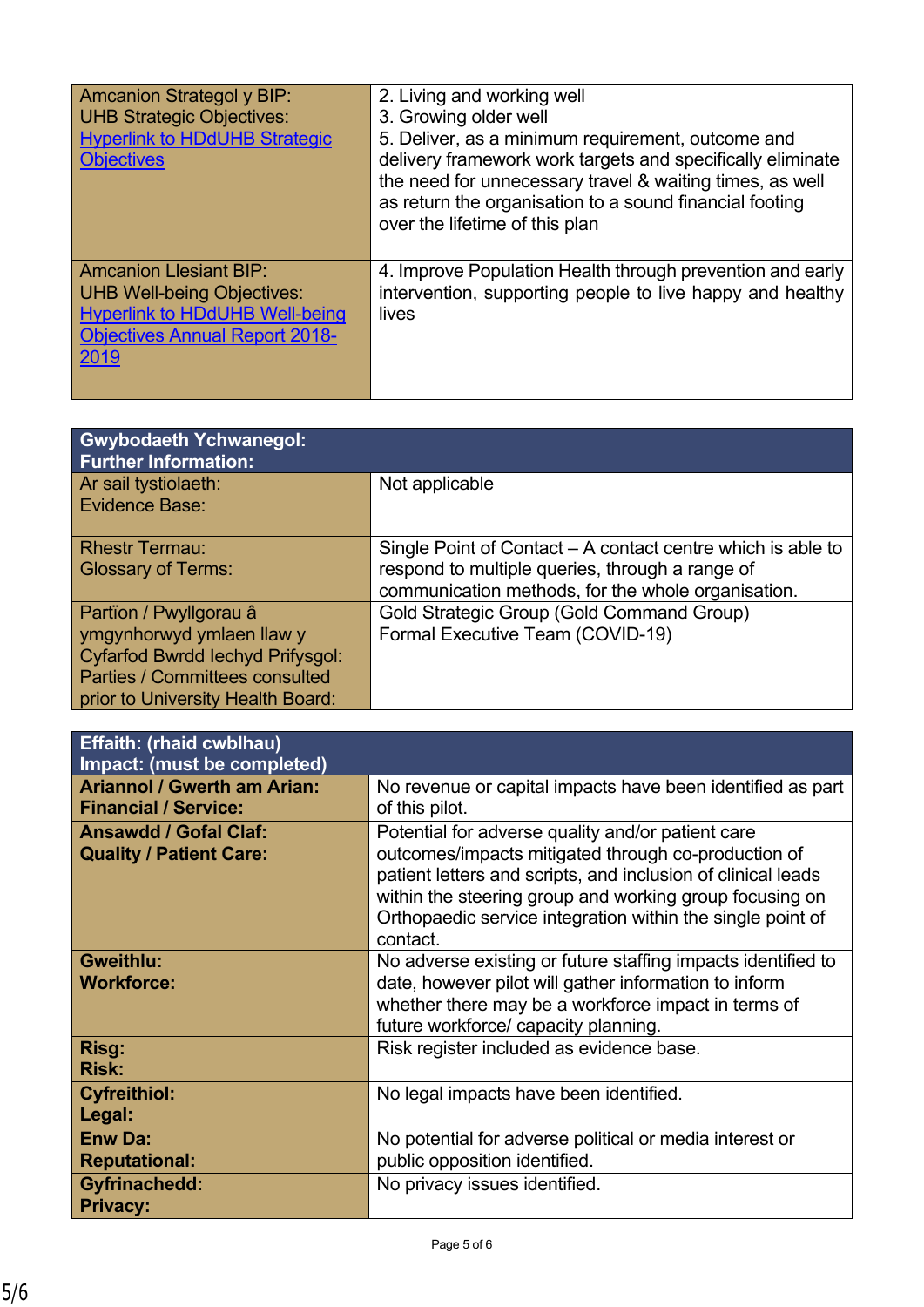| Amcanion Strategol y BIP:<br>UHB Strategic Objectives:<br>Hyperlink to HDdUHB Strategic Objectives | 2. Living and working well<br>3. Growing older well<br>5. Deliver, as a minimum requirement, outcome and delivery framework work targets and specifically eliminate the need for unnecessary travel & waiting times, as well as return the organisation to a sound financial footing over the lifetime of this plan |
|---|---|
| Amcanion Llesiant BIP:<br>UHB Well-being Objectives:<br>Hyperlink to HDdUHB Well-being Objectives Annual Report 2018-2019 | 4. Improve Population Health through prevention and early intervention, supporting people to live happy and healthy lives |

| **Gwybodaeth Ychwanegol:**<br>**Further Information:** | |
|---|---|
| Ar sail tystiolaeth:<br>Evidence Base: | Not applicable |
| Rhestr Termau:<br>Glossary of Terms: | Single Point of Contact – A contact centre which is able to respond to multiple queries, through a range of communication methods, for the whole organisation. |
| Partïon / Pwyllgorau â ymgynhorwyd ymlaen llaw y Cyfarfod Bwrdd Iechyd Prifysgol:<br>Parties / Committees consulted prior to University Health Board: | Gold Strategic Group (Gold Command Group)<br>Formal Executive Team (COVID-19) |

| **Effaith: (rhaid cwblhau)**<br>**Impact: (must be completed)** | |
|---|---|
| **Ariannol / Gwerth am Arian:**<br>**Financial / Service:** | No revenue or capital impacts have been identified as part of this pilot. |
| **Ansawdd / Gofal Claf:**<br>**Quality / Patient Care:** | Potential for adverse quality and/or patient care outcomes/impacts mitigated through co-production of patient letters and scripts, and inclusion of clinical leads within the steering group and working group focusing on Orthopaedic service integration within the single point of contact. |
| **Gweithlu:**<br>**Workforce:** | No adverse existing or future staffing impacts identified to date, however pilot will gather information to inform whether there may be a workforce impact in terms of future workforce/ capacity planning. |
| **Risg:**<br>**Risk:** | Risk register included as evidence base. |
| **Cyfreithiol:**<br>**Legal:** | No legal impacts have been identified. |
| **Enw Da:**<br>**Reputational:** | No potential for adverse political or media interest or public opposition identified. |
| **Gyfrinachedd:**<br>**Privacy:** | No privacy issues identified. |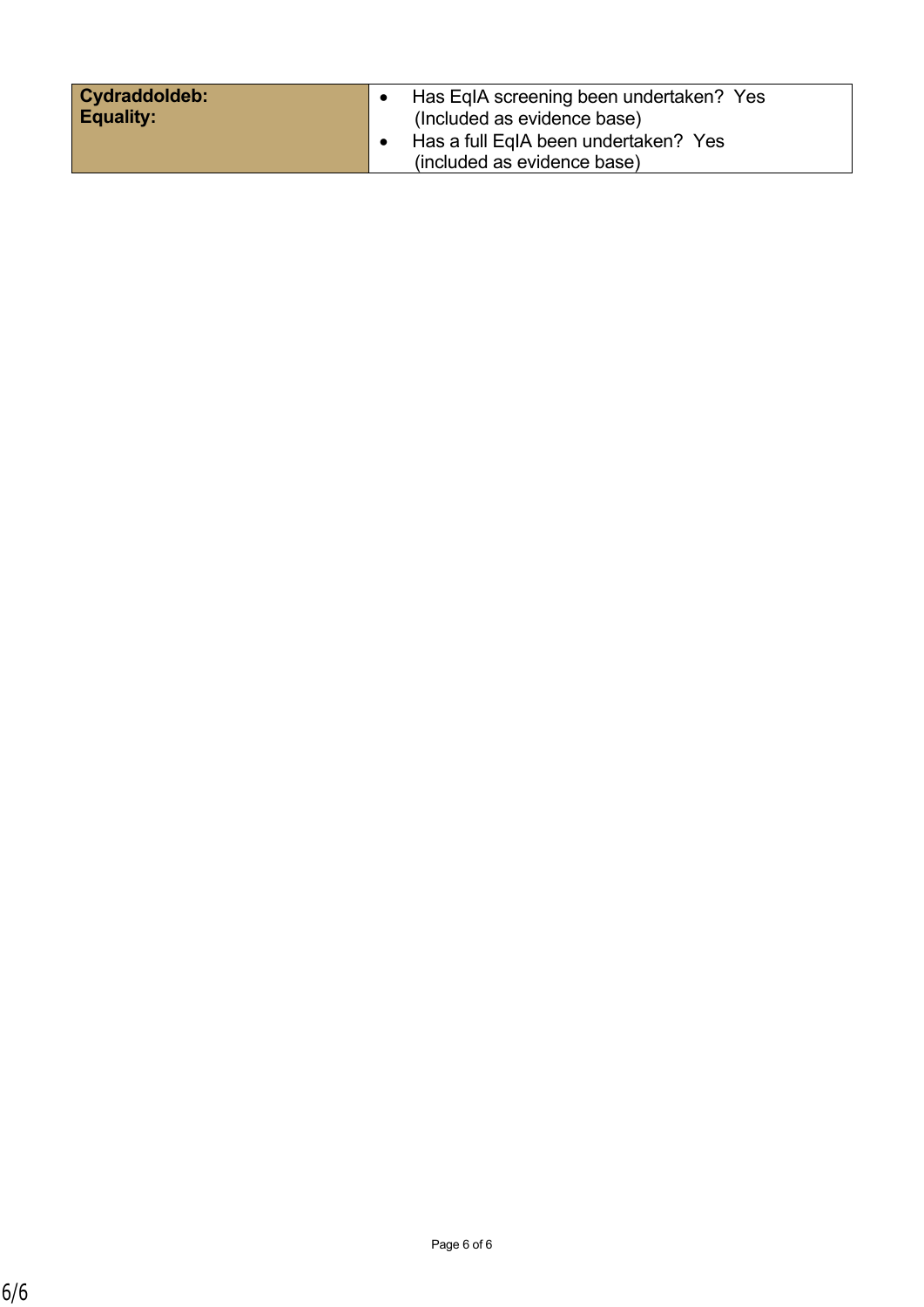| | |
|---|---|
| **Cydraddoldeb:**<br>**Equality:** | • Has EqIA screening been undertaken? Yes (Included as evidence base)<br>• Has a full EqIA been undertaken? Yes (included as evidence base) |